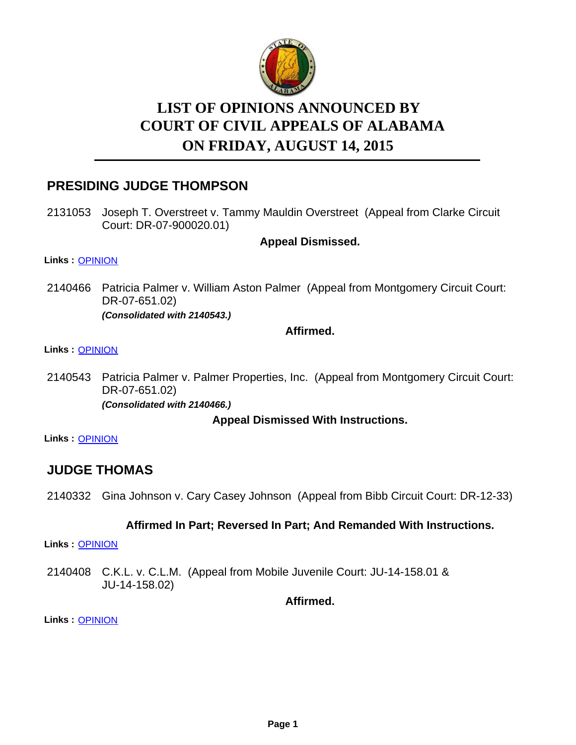# LIST OF OPINIONS ANNOUNCED BY COURT OF CIVIL APPEALS OF ALABAMA ON FRIDAY, AUGUST 14, 2015

## PRESIDING JUDGE THOMPSON

2131053 Joseph T. Overstreet v. Tammy Mauldin Overstreet (Appeal from Clarke Circuit Court: DR-07-900020.01)

**Appeal Dismissed.**

**Links :** OPINION

2140466 Patricia Palmer v. William Aston Palmer (Appeal from Montgomery Circuit Court: DR-07-651.02)
***(Consolidated with 2140543.)***

**Affirmed.**

**Links :** OPINION

2140543 Patricia Palmer v. Palmer Properties, Inc. (Appeal from Montgomery Circuit Court: DR-07-651.02)
***(Consolidated with 2140466.)***

**Appeal Dismissed With Instructions.**

**Links :** OPINION

## JUDGE THOMAS

2140332 Gina Johnson v. Cary Casey Johnson (Appeal from Bibb Circuit Court: DR-12-33)

**Affirmed In Part; Reversed In Part; And Remanded With Instructions.**

**Links :** OPINION

2140408 C.K.L. v. C.L.M. (Appeal from Mobile Juvenile Court: JU-14-158.01 & JU-14-158.02)

**Affirmed.**

**Links :** OPINION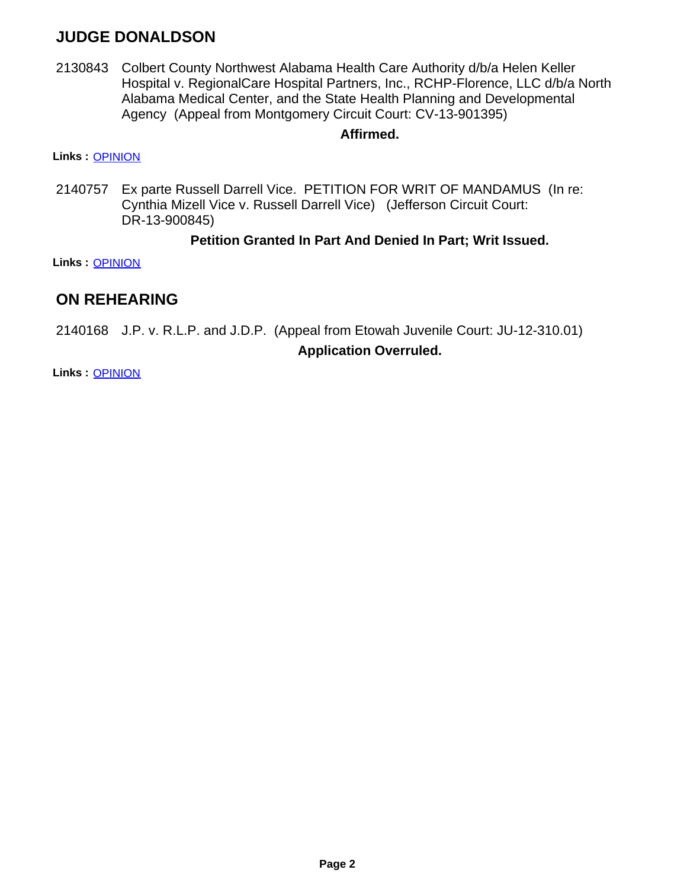## JUDGE DONALDSON

2130843 Colbert County Northwest Alabama Health Care Authority d/b/a Helen Keller Hospital v. RegionalCare Hospital Partners, Inc., RCHP-Florence, LLC d/b/a North Alabama Medical Center, and the State Health Planning and Developmental Agency (Appeal from Montgomery Circuit Court: CV-13-901395)

**Affirmed.**

**Links :** OPINION

2140757 Ex parte Russell Darrell Vice. PETITION FOR WRIT OF MANDAMUS (In re: Cynthia Mizell Vice v. Russell Darrell Vice) (Jefferson Circuit Court: DR-13-900845)

**Petition Granted In Part And Denied In Part; Writ Issued.**

**Links :** OPINION

## ON REHEARING

2140168 J.P. v. R.L.P. and J.D.P. (Appeal from Etowah Juvenile Court: JU-12-310.01)

**Application Overruled.**

**Links :** OPINION